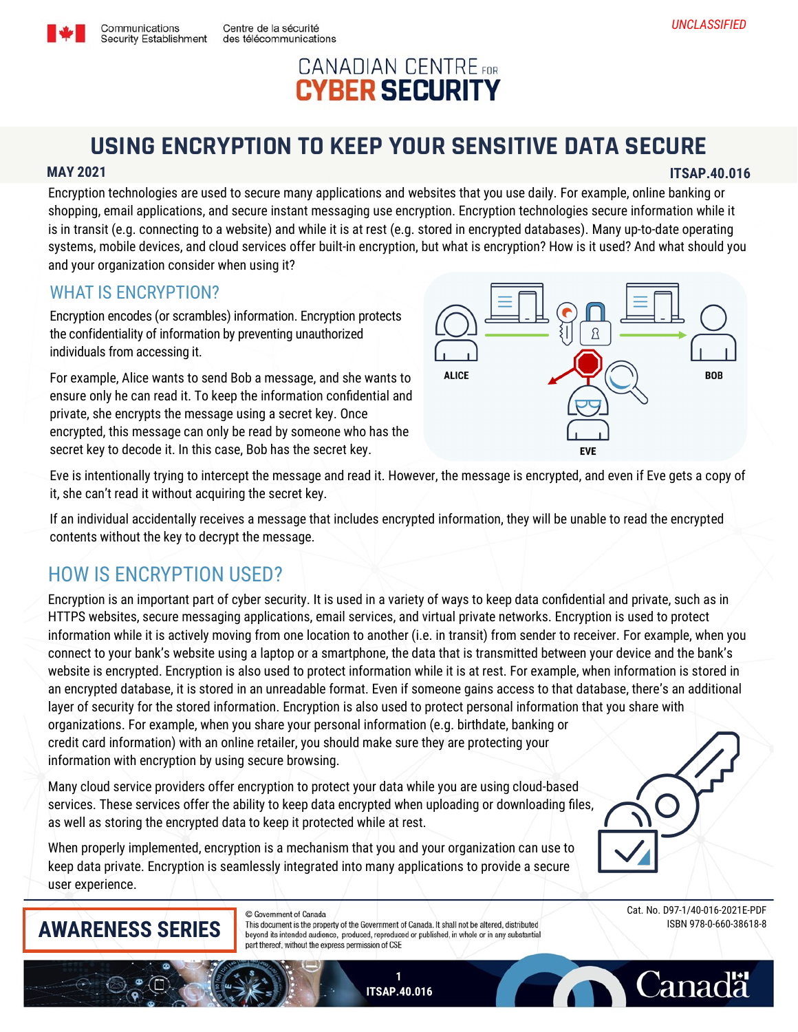UNCLASSIFIED

# USING ENCRYPTION TO KEEP YOUR SENSITIVE DATA SECURE

**MAY 2021** **ITSAP.40.016**

Encryption technologies are used to secure many applications and websites that you use daily. For example, online banking or shopping, email applications, and secure instant messaging use encryption. Encryption technologies secure information while it is in transit (e.g. connecting to a website) and while it is at rest (e.g. stored in encrypted databases). Many up-to-date operating systems, mobile devices, and cloud services offer built-in encryption, but what is encryption? How is it used? And what should you and your organization consider when using it?

## WHAT IS ENCRYPTION?

Encryption encodes (or scrambles) information. Encryption protects the confidentiality of information by preventing unauthorized individuals from accessing it.

For example, Alice wants to send Bob a message, and she wants to ensure only he can read it. To keep the information confidential and private, she encrypts the message using a secret key. Once encrypted, this message can only be read by someone who has the secret key to decode it. In this case, Bob has the secret key.

Eve is intentionally trying to intercept the message and read it. However, the message is encrypted, and even if Eve gets a copy of it, she can't read it without acquiring the secret key.

If an individual accidentally receives a message that includes encrypted information, they will be unable to read the encrypted contents without the key to decrypt the message.

## HOW IS ENCRYPTION USED?

Encryption is an important part of cyber security. It is used in a variety of ways to keep data confidential and private, such as in HTTPS websites, secure messaging applications, email services, and virtual private networks. Encryption is used to protect information while it is actively moving from one location to another (i.e. in transit) from sender to receiver. For example, when you connect to your bank's website using a laptop or a smartphone, the data that is transmitted between your device and the bank's website is encrypted. Encryption is also used to protect information while it is at rest. For example, when information is stored in an encrypted database, it is stored in an unreadable format. Even if someone gains access to that database, there's an additional layer of security for the stored information. Encryption is also used to protect personal information that you share with organizations. For example, when you share your personal information (e.g. birthdate, banking or credit card information) with an online retailer, you should make sure they are protecting your information with encryption by using secure browsing.

Many cloud service providers offer encryption to protect your data while you are using cloud-based services. These services offer the ability to keep data encrypted when uploading or downloading files, as well as storing the encrypted data to keep it protected while at rest.

When properly implemented, encryption is a mechanism that you and your organization can use to keep data private. Encryption is seamlessly integrated into many applications to provide a secure user experience.

**AWARENESS SERIES**

© Government of Canada
This document is the property of the Government of Canada. It shall not be altered, distributed beyond its intended audience, produced, reproduced or published, in whole or in any substantial part thereof, without the express permission of CSE

Cat. No. D97-1/40-016-2021E-PDF
ISBN 978-0-660-38618-8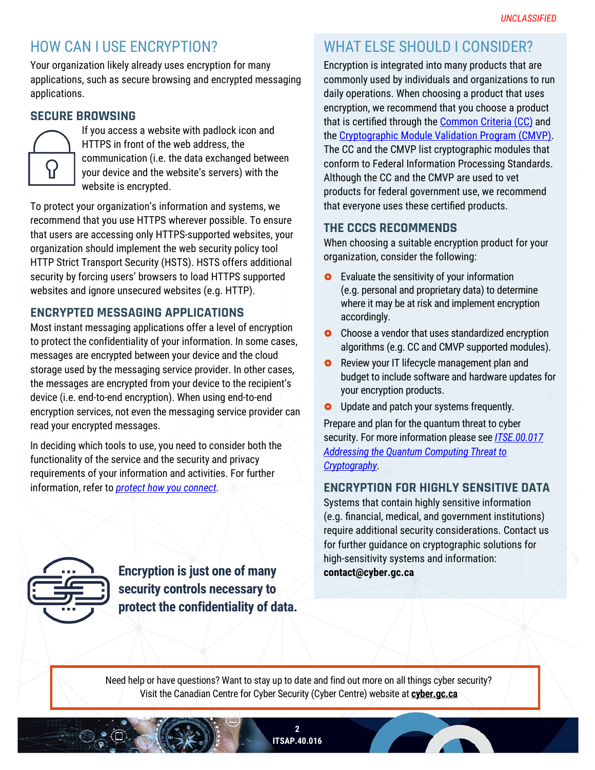## HOW CAN I USE ENCRYPTION?

Your organization likely already uses encryption for many applications, such as secure browsing and encrypted messaging applications.

### SECURE BROWSING

If you access a website with padlock icon and HTTPS in front of the web address, the communication (i.e. the data exchanged between your device and the website's servers) with the website is encrypted.

To protect your organization's information and systems, we recommend that you use HTTPS wherever possible. To ensure that users are accessing only HTTPS-supported websites, your organization should implement the web security policy tool HTTP Strict Transport Security (HSTS). HSTS offers additional security by forcing users' browsers to load HTTPS supported websites and ignore unsecured websites (e.g. HTTP).

### ENCRYPTED MESSAGING APPLICATIONS

Most instant messaging applications offer a level of encryption to protect the confidentiality of your information. In some cases, messages are encrypted between your device and the cloud storage used by the messaging service provider. In other cases, the messages are encrypted from your device to the recipient's device (i.e. end-to-end encryption). When using end-to-end encryption services, not even the messaging service provider can read your encrypted messages.

In deciding which tools to use, you need to consider both the functionality of the service and the security and privacy requirements of your information and activities. For further information, refer to *protect how you connect*.

**Encryption is just one of many security controls necessary to protect the confidentiality of data.**

## WHAT ELSE SHOULD I CONSIDER?

Encryption is integrated into many products that are commonly used by individuals and organizations to run daily operations. When choosing a product that uses encryption, we recommend that you choose a product that is certified through the Common Criteria (CC) and the Cryptographic Module Validation Program (CMVP). The CC and the CMVP list cryptographic modules that conform to Federal Information Processing Standards. Although the CC and the CMVP are used to vet products for federal government use, we recommend that everyone uses these certified products.

### THE CCCS RECOMMENDS

When choosing a suitable encryption product for your organization, consider the following:

- Evaluate the sensitivity of your information (e.g. personal and proprietary data) to determine where it may be at risk and implement encryption accordingly.
- Choose a vendor that uses standardized encryption algorithms (e.g. CC and CMVP supported modules).
- Review your IT lifecycle management plan and budget to include software and hardware updates for your encryption products.
- Update and patch your systems frequently.

Prepare and plan for the quantum threat to cyber security. For more information please see *ITSE.00.017 Addressing the Quantum Computing Threat to Cryptography*.

### ENCRYPTION FOR HIGHLY SENSITIVE DATA

Systems that contain highly sensitive information (e.g. financial, medical, and government institutions) require additional security considerations. Contact us for further guidance on cryptographic solutions for high-sensitivity systems and information: **contact@cyber.gc.ca**

Need help or have questions? Want to stay up to date and find out more on all things cyber security? Visit the Canadian Centre for Cyber Security (Cyber Centre) website at **cyber.gc.ca**